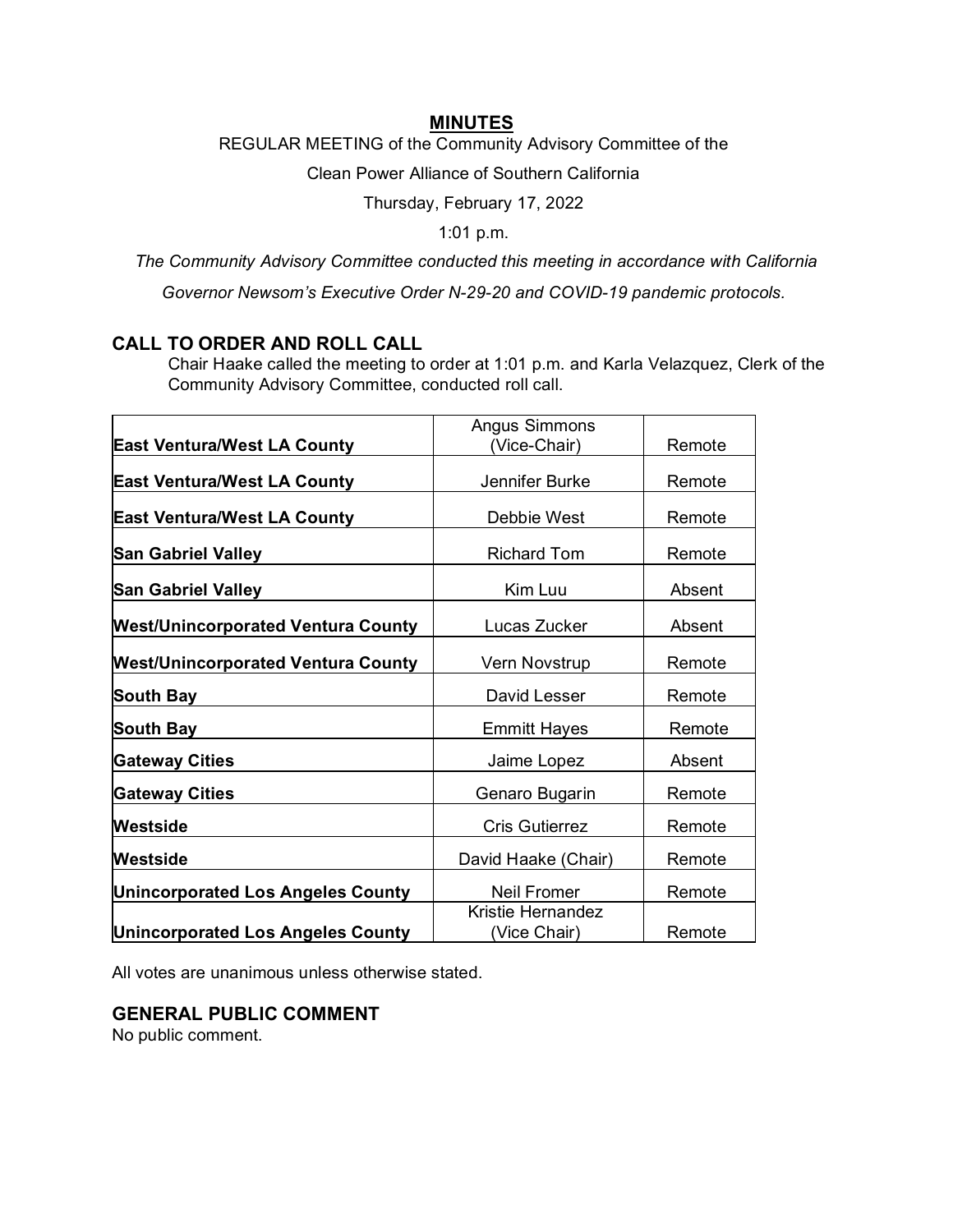# MINUTES

REGULAR MEETING of the Community Advisory Committee of the

Clean Power Alliance of Southern California

Thursday, February 17, 2022

1:01 p.m.

*The Community Advisory Committee conducted this meeting in accordance with California Governor Newsom's Executive Order N-29-20 and COVID-19 pandemic protocols.*

## CALL TO ORDER AND ROLL CALL

Chair Haake called the meeting to order at 1:01 p.m. and Karla Velazquez, Clerk of the Community Advisory Committee, conducted roll call.

| | | |
|---|---|---|
| **East Ventura/West LA County** | Angus Simmons (Vice-Chair) | Remote |
| **East Ventura/West LA County** | Jennifer Burke | Remote |
| **East Ventura/West LA County** | Debbie West | Remote |
| **San Gabriel Valley** | Richard Tom | Remote |
| **San Gabriel Valley** | Kim Luu | Absent |
| **West/Unincorporated Ventura County** | Lucas Zucker | Absent |
| **West/Unincorporated Ventura County** | Vern Novstrup | Remote |
| **South Bay** | David Lesser | Remote |
| **South Bay** | Emmitt Hayes | Remote |
| **Gateway Cities** | Jaime Lopez | Absent |
| **Gateway Cities** | Genaro Bugarin | Remote |
| **Westside** | Cris Gutierrez | Remote |
| **Westside** | David Haake (Chair) | Remote |
| **Unincorporated Los Angeles County** | Neil Fromer | Remote |
| **Unincorporated Los Angeles County** | Kristie Hernandez (Vice Chair) | Remote |

All votes are unanimous unless otherwise stated.

## GENERAL PUBLIC COMMENT

No public comment.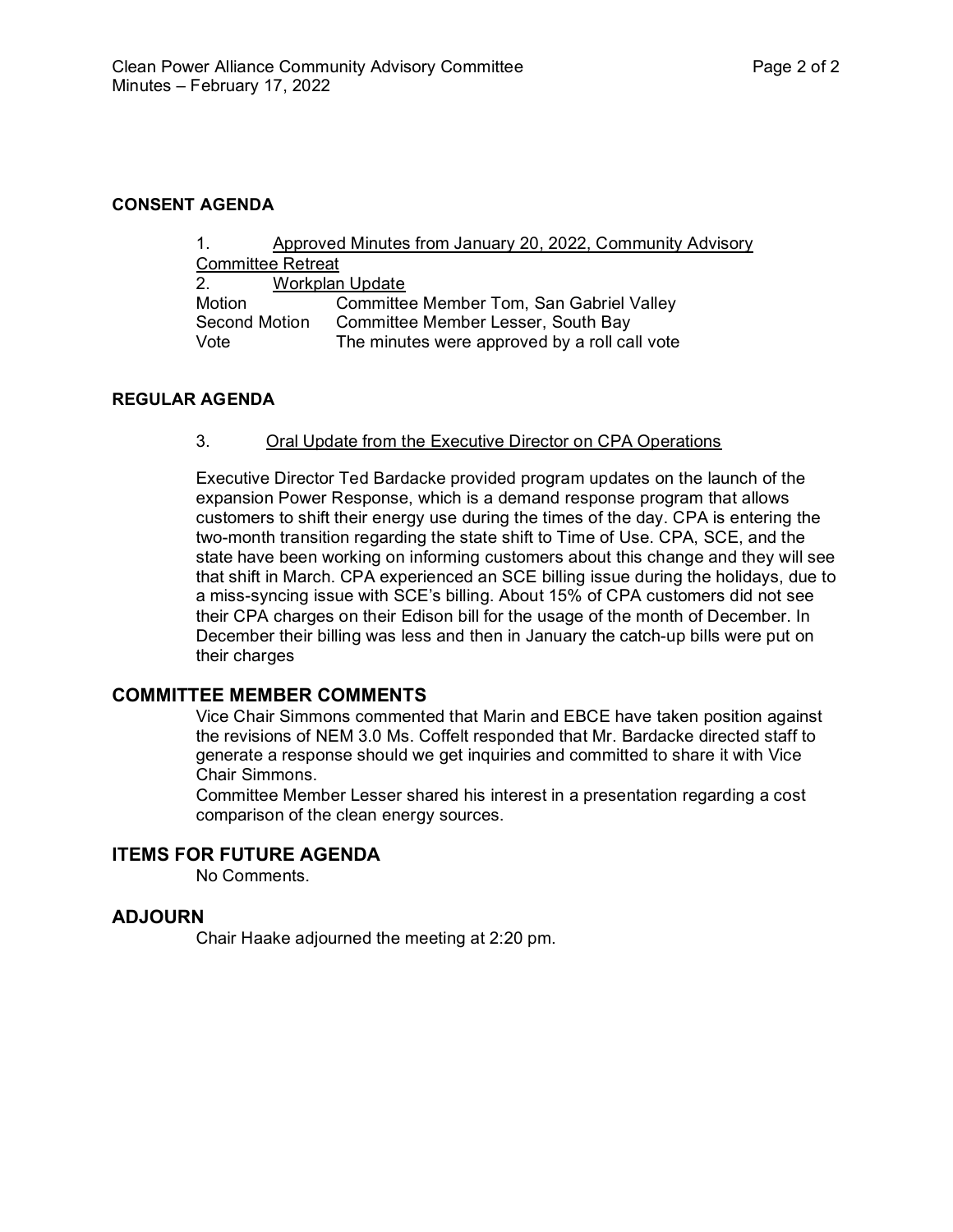## CONSENT AGENDA

1. Approved Minutes from January 20, 2022, Community Advisory Committee Retreat

2. Workplan Update

| | |
|---|---|
| Motion | Committee Member Tom, San Gabriel Valley |
| Second Motion | Committee Member Lesser, South Bay |
| Vote | The minutes were approved by a roll call vote |

## REGULAR AGENDA

3. Oral Update from the Executive Director on CPA Operations

Executive Director Ted Bardacke provided program updates on the launch of the expansion Power Response, which is a demand response program that allows customers to shift their energy use during the times of the day. CPA is entering the two-month transition regarding the state shift to Time of Use. CPA, SCE, and the state have been working on informing customers about this change and they will see that shift in March. CPA experienced an SCE billing issue during the holidays, due to a miss-syncing issue with SCE's billing. About 15% of CPA customers did not see their CPA charges on their Edison bill for the usage of the month of December. In December their billing was less and then in January the catch-up bills were put on their charges

## COMMITTEE MEMBER COMMENTS

Vice Chair Simmons commented that Marin and EBCE have taken position against the revisions of NEM 3.0 Ms. Coffelt responded that Mr. Bardacke directed staff to generate a response should we get inquiries and committed to share it with Vice Chair Simmons.

Committee Member Lesser shared his interest in a presentation regarding a cost comparison of the clean energy sources.

## ITEMS FOR FUTURE AGENDA

No Comments.

## ADJOURN

Chair Haake adjourned the meeting at 2:20 pm.